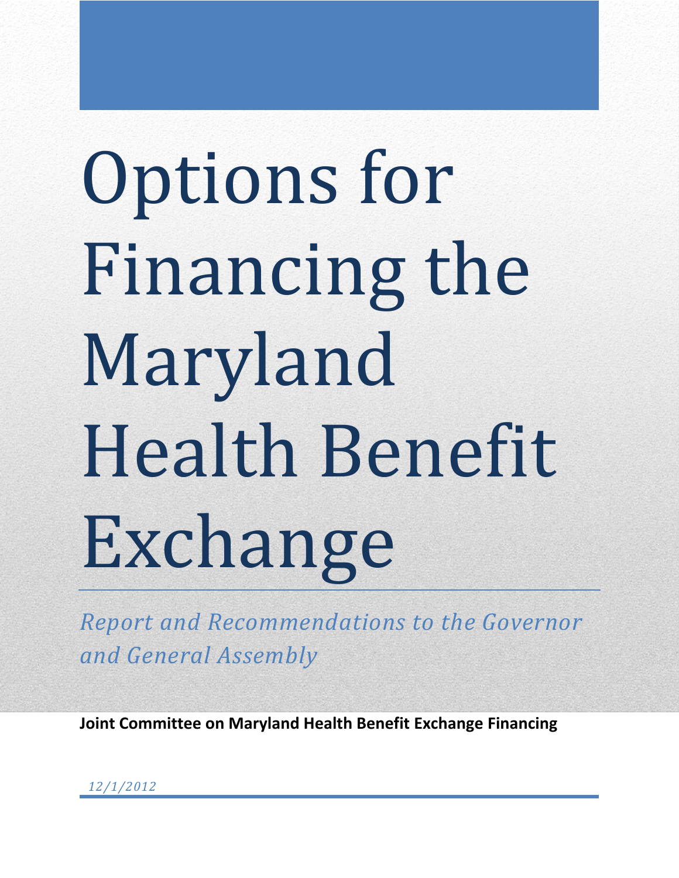# Options for Financing the Maryland Health Benefit Exchange

*Report and Recommendations to the Governor and General Assembly*

**Joint Committee on Maryland Health Benefit Exchange Financing**

*12/1/2012*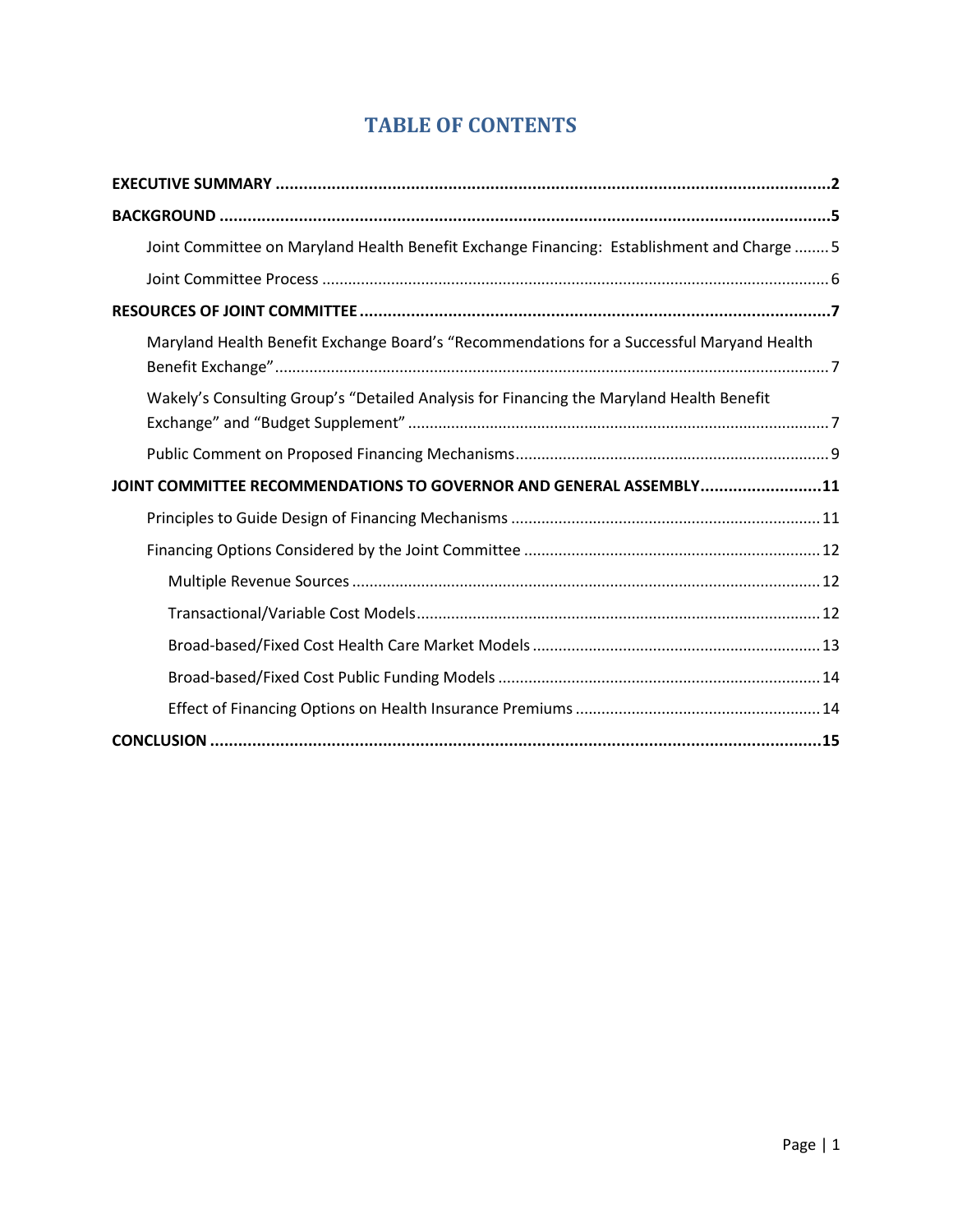# TABLE OF CONTENTS

**EXECUTIVE SUMMARY** .......... **2**

**BACKGROUND** .......... **5**

- Joint Committee on Maryland Health Benefit Exchange Financing: Establishment and Charge .......... 5
- Joint Committee Process .......... 6

**RESOURCES OF JOINT COMMITTEE** .......... **7**

- Maryland Health Benefit Exchange Board's "Recommendations for a Successful Maryand Health Benefit Exchange" .......... 7
- Wakely's Consulting Group's "Detailed Analysis for Financing the Maryland Health Benefit Exchange" and "Budget Supplement" .......... 7
- Public Comment on Proposed Financing Mechanisms .......... 9

**JOINT COMMITTEE RECOMMENDATIONS TO GOVERNOR AND GENERAL ASSEMBLY** .......... **11**

- Principles to Guide Design of Financing Mechanisms .......... 11
- Financing Options Considered by the Joint Committee .......... 12
  - Multiple Revenue Sources .......... 12
  - Transactional/Variable Cost Models .......... 12
  - Broad-based/Fixed Cost Health Care Market Models .......... 13
  - Broad-based/Fixed Cost Public Funding Models .......... 14
  - Effect of Financing Options on Health Insurance Premiums .......... 14

**CONCLUSION** .......... **15**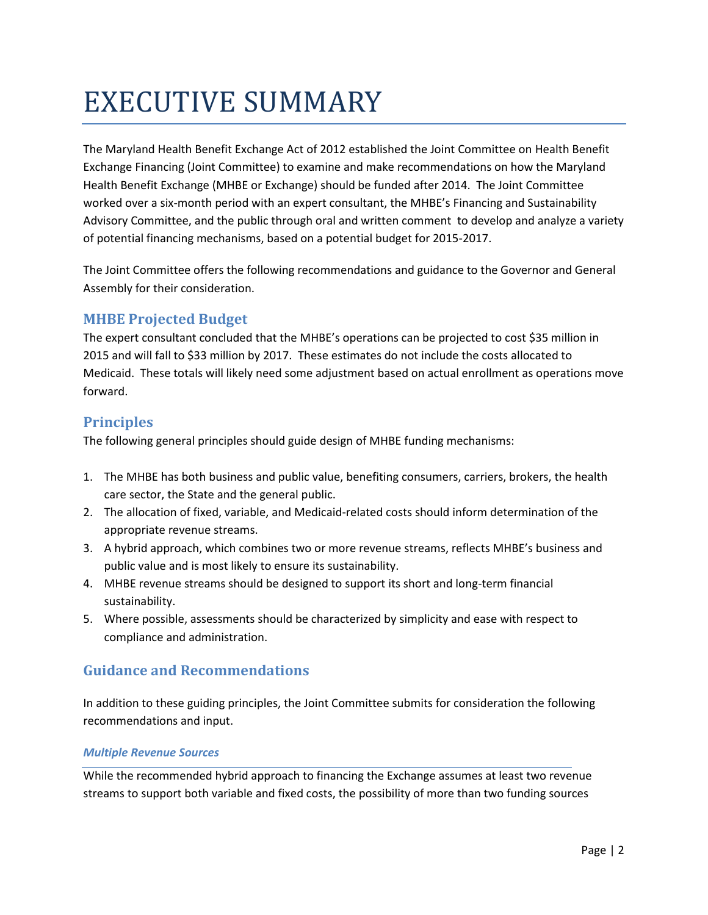# EXECUTIVE SUMMARY

The Maryland Health Benefit Exchange Act of 2012 established the Joint Committee on Health Benefit Exchange Financing (Joint Committee) to examine and make recommendations on how the Maryland Health Benefit Exchange (MHBE or Exchange) should be funded after 2014. The Joint Committee worked over a six-month period with an expert consultant, the MHBE's Financing and Sustainability Advisory Committee, and the public through oral and written comment to develop and analyze a variety of potential financing mechanisms, based on a potential budget for 2015-2017.

The Joint Committee offers the following recommendations and guidance to the Governor and General Assembly for their consideration.

## MHBE Projected Budget

The expert consultant concluded that the MHBE's operations can be projected to cost $35 million in 2015 and will fall to $33 million by 2017. These estimates do not include the costs allocated to Medicaid. These totals will likely need some adjustment based on actual enrollment as operations move forward.

## Principles

The following general principles should guide design of MHBE funding mechanisms:

1. The MHBE has both business and public value, benefiting consumers, carriers, brokers, the health care sector, the State and the general public.
2. The allocation of fixed, variable, and Medicaid-related costs should inform determination of the appropriate revenue streams.
3. A hybrid approach, which combines two or more revenue streams, reflects MHBE's business and public value and is most likely to ensure its sustainability.
4. MHBE revenue streams should be designed to support its short and long-term financial sustainability.
5. Where possible, assessments should be characterized by simplicity and ease with respect to compliance and administration.

## Guidance and Recommendations

In addition to these guiding principles, the Joint Committee submits for consideration the following recommendations and input.

### *Multiple Revenue Sources*

While the recommended hybrid approach to financing the Exchange assumes at least two revenue streams to support both variable and fixed costs, the possibility of more than two funding sources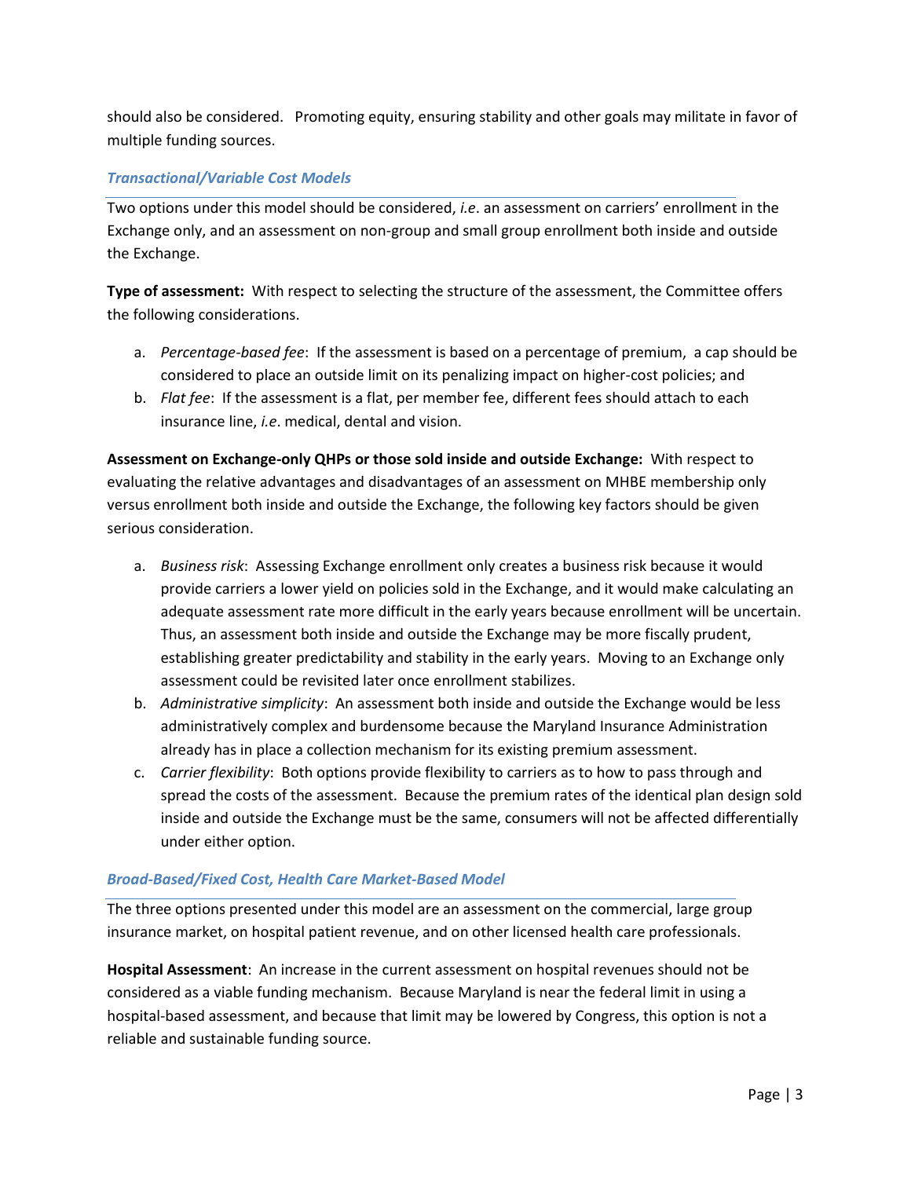should also be considered. Promoting equity, ensuring stability and other goals may militate in favor of multiple funding sources.

### *Transactional/Variable Cost Models*

Two options under this model should be considered, *i.e*. an assessment on carriers' enrollment in the Exchange only, and an assessment on non-group and small group enrollment both inside and outside the Exchange.

**Type of assessment:** With respect to selecting the structure of the assessment, the Committee offers the following considerations.

a. *Percentage-based fee*: If the assessment is based on a percentage of premium, a cap should be considered to place an outside limit on its penalizing impact on higher-cost policies; and
b. *Flat fee*: If the assessment is a flat, per member fee, different fees should attach to each insurance line, *i.e*. medical, dental and vision.

**Assessment on Exchange-only QHPs or those sold inside and outside Exchange:** With respect to evaluating the relative advantages and disadvantages of an assessment on MHBE membership only versus enrollment both inside and outside the Exchange, the following key factors should be given serious consideration.

a. *Business risk*: Assessing Exchange enrollment only creates a business risk because it would provide carriers a lower yield on policies sold in the Exchange, and it would make calculating an adequate assessment rate more difficult in the early years because enrollment will be uncertain. Thus, an assessment both inside and outside the Exchange may be more fiscally prudent, establishing greater predictability and stability in the early years. Moving to an Exchange only assessment could be revisited later once enrollment stabilizes.
b. *Administrative simplicity*: An assessment both inside and outside the Exchange would be less administratively complex and burdensome because the Maryland Insurance Administration already has in place a collection mechanism for its existing premium assessment.
c. *Carrier flexibility*: Both options provide flexibility to carriers as to how to pass through and spread the costs of the assessment. Because the premium rates of the identical plan design sold inside and outside the Exchange must be the same, consumers will not be affected differentially under either option.

### *Broad-Based/Fixed Cost, Health Care Market-Based Model*

The three options presented under this model are an assessment on the commercial, large group insurance market, on hospital patient revenue, and on other licensed health care professionals.

**Hospital Assessment**: An increase in the current assessment on hospital revenues should not be considered as a viable funding mechanism. Because Maryland is near the federal limit in using a hospital-based assessment, and because that limit may be lowered by Congress, this option is not a reliable and sustainable funding source.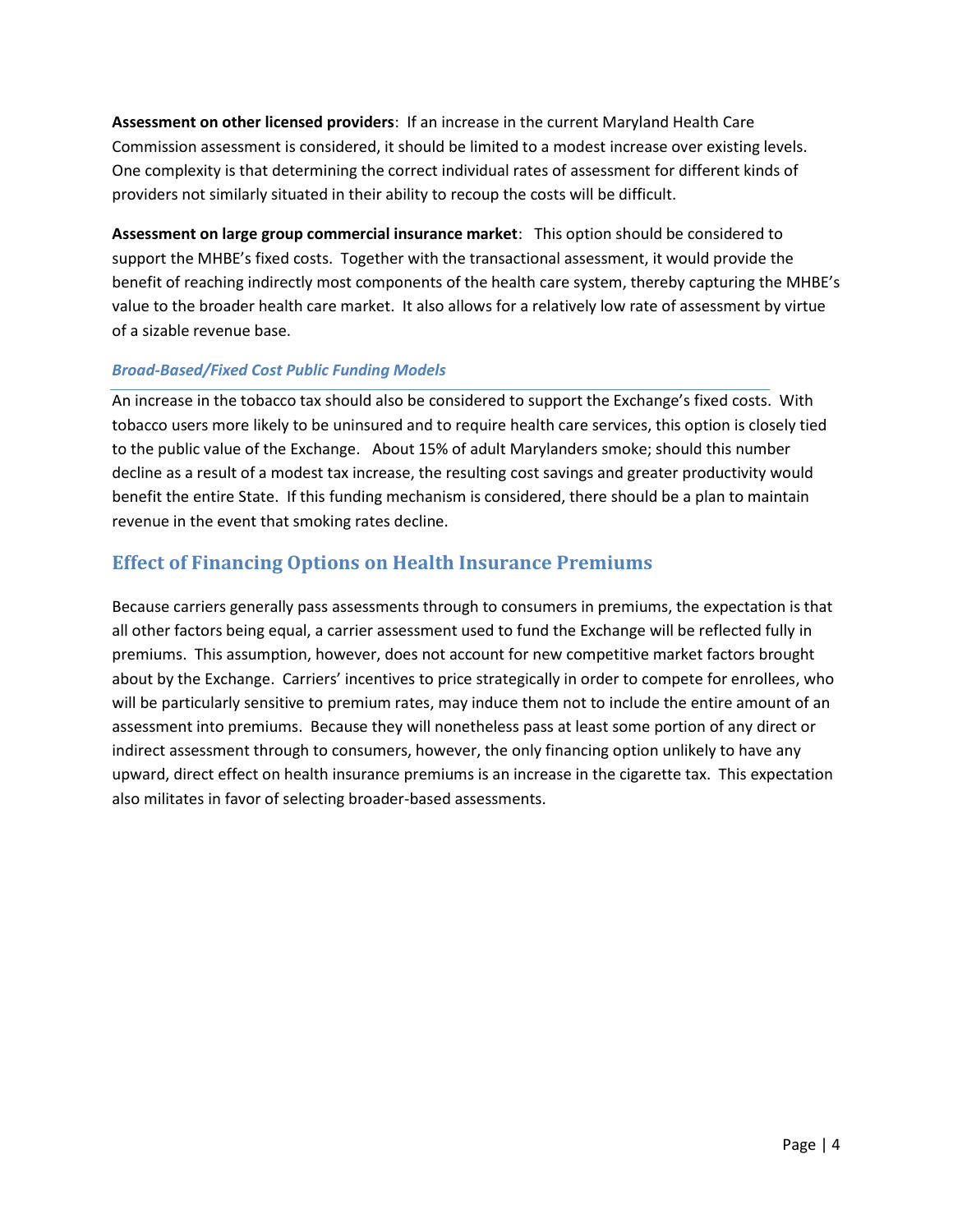**Assessment on other licensed providers**: If an increase in the current Maryland Health Care Commission assessment is considered, it should be limited to a modest increase over existing levels. One complexity is that determining the correct individual rates of assessment for different kinds of providers not similarly situated in their ability to recoup the costs will be difficult.

**Assessment on large group commercial insurance market**: This option should be considered to support the MHBE's fixed costs. Together with the transactional assessment, it would provide the benefit of reaching indirectly most components of the health care system, thereby capturing the MHBE's value to the broader health care market. It also allows for a relatively low rate of assessment by virtue of a sizable revenue base.

### *Broad-Based/Fixed Cost Public Funding Models*

An increase in the tobacco tax should also be considered to support the Exchange's fixed costs. With tobacco users more likely to be uninsured and to require health care services, this option is closely tied to the public value of the Exchange. About 15% of adult Marylanders smoke; should this number decline as a result of a modest tax increase, the resulting cost savings and greater productivity would benefit the entire State. If this funding mechanism is considered, there should be a plan to maintain revenue in the event that smoking rates decline.

## Effect of Financing Options on Health Insurance Premiums

Because carriers generally pass assessments through to consumers in premiums, the expectation is that all other factors being equal, a carrier assessment used to fund the Exchange will be reflected fully in premiums. This assumption, however, does not account for new competitive market factors brought about by the Exchange. Carriers' incentives to price strategically in order to compete for enrollees, who will be particularly sensitive to premium rates, may induce them not to include the entire amount of an assessment into premiums. Because they will nonetheless pass at least some portion of any direct or indirect assessment through to consumers, however, the only financing option unlikely to have any upward, direct effect on health insurance premiums is an increase in the cigarette tax. This expectation also militates in favor of selecting broader-based assessments.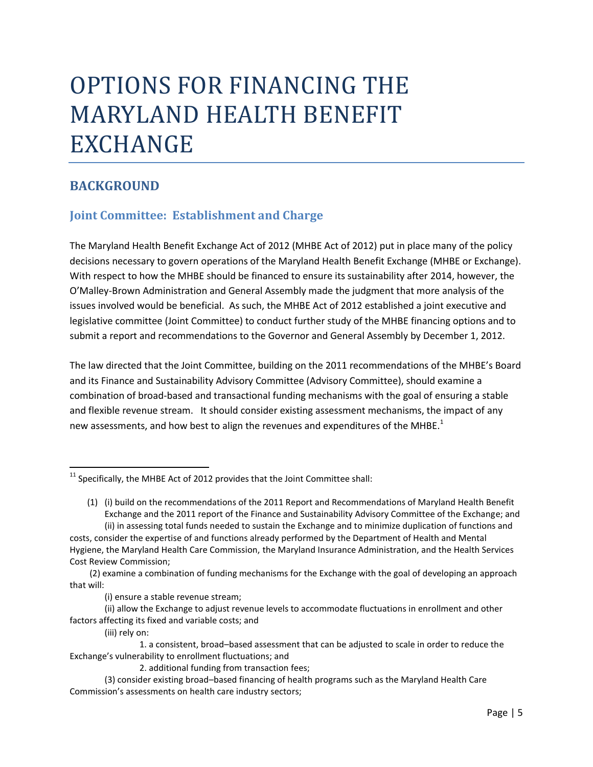# OPTIONS FOR FINANCING THE MARYLAND HEALTH BENEFIT EXCHANGE

## BACKGROUND

### Joint Committee: Establishment and Charge

The Maryland Health Benefit Exchange Act of 2012 (MHBE Act of 2012) put in place many of the policy decisions necessary to govern operations of the Maryland Health Benefit Exchange (MHBE or Exchange). With respect to how the MHBE should be financed to ensure its sustainability after 2014, however, the O'Malley-Brown Administration and General Assembly made the judgment that more analysis of the issues involved would be beneficial. As such, the MHBE Act of 2012 established a joint executive and legislative committee (Joint Committee) to conduct further study of the MHBE financing options and to submit a report and recommendations to the Governor and General Assembly by December 1, 2012.

The law directed that the Joint Committee, building on the 2011 recommendations of the MHBE's Board and its Finance and Sustainability Advisory Committee (Advisory Committee), should examine a combination of broad-based and transactional funding mechanisms with the goal of ensuring a stable and flexible revenue stream. It should consider existing assessment mechanisms, the impact of any new assessments, and how best to align the revenues and expenditures of the MHBE.[1]

---

[11] Specifically, the MHBE Act of 2012 provides that the Joint Committee shall:

(1) (i) build on the recommendations of the 2011 Report and Recommendations of Maryland Health Benefit Exchange and the 2011 report of the Finance and Sustainability Advisory Committee of the Exchange; and
(ii) in assessing total funds needed to sustain the Exchange and to minimize duplication of functions and costs, consider the expertise of and functions already performed by the Department of Health and Mental Hygiene, the Maryland Health Care Commission, the Maryland Insurance Administration, and the Health Services Cost Review Commission;

(2) examine a combination of funding mechanisms for the Exchange with the goal of developing an approach that will:

(i) ensure a stable revenue stream;

(ii) allow the Exchange to adjust revenue levels to accommodate fluctuations in enrollment and other factors affecting its fixed and variable costs; and

(iii) rely on:

1. a consistent, broad–based assessment that can be adjusted to scale in order to reduce the Exchange's vulnerability to enrollment fluctuations; and

2. additional funding from transaction fees;

(3) consider existing broad–based financing of health programs such as the Maryland Health Care Commission's assessments on health care industry sectors;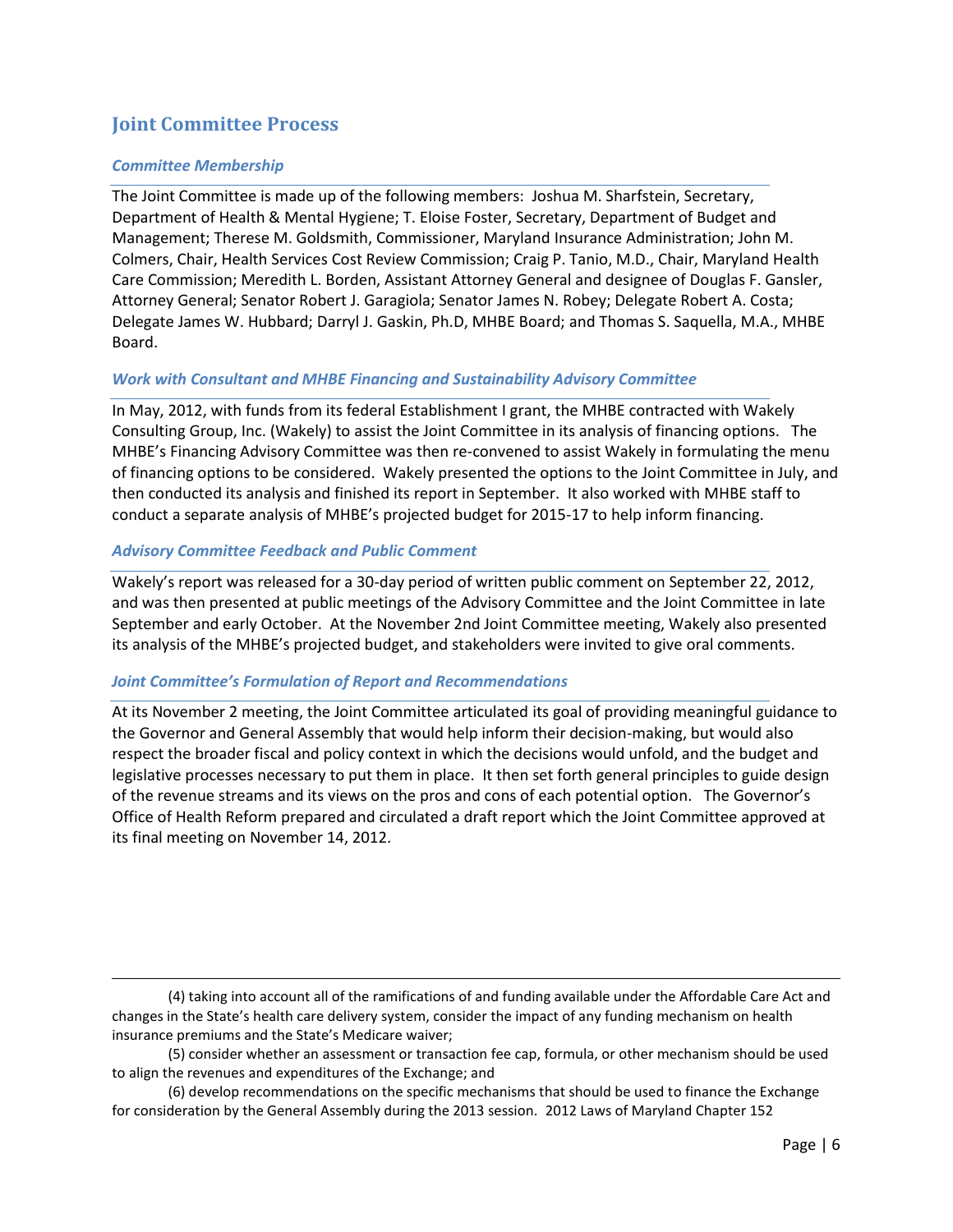## Joint Committee Process

### *Committee Membership*

The Joint Committee is made up of the following members: Joshua M. Sharfstein, Secretary, Department of Health & Mental Hygiene; T. Eloise Foster, Secretary, Department of Budget and Management; Therese M. Goldsmith, Commissioner, Maryland Insurance Administration; John M. Colmers, Chair, Health Services Cost Review Commission; Craig P. Tanio, M.D., Chair, Maryland Health Care Commission; Meredith L. Borden, Assistant Attorney General and designee of Douglas F. Gansler, Attorney General; Senator Robert J. Garagiola; Senator James N. Robey; Delegate Robert A. Costa; Delegate James W. Hubbard; Darryl J. Gaskin, Ph.D, MHBE Board; and Thomas S. Saquella, M.A., MHBE Board.

### *Work with Consultant and MHBE Financing and Sustainability Advisory Committee*

In May, 2012, with funds from its federal Establishment I grant, the MHBE contracted with Wakely Consulting Group, Inc. (Wakely) to assist the Joint Committee in its analysis of financing options. The MHBE's Financing Advisory Committee was then re-convened to assist Wakely in formulating the menu of financing options to be considered. Wakely presented the options to the Joint Committee in July, and then conducted its analysis and finished its report in September. It also worked with MHBE staff to conduct a separate analysis of MHBE's projected budget for 2015-17 to help inform financing.

### *Advisory Committee Feedback and Public Comment*

Wakely's report was released for a 30-day period of written public comment on September 22, 2012, and was then presented at public meetings of the Advisory Committee and the Joint Committee in late September and early October. At the November 2nd Joint Committee meeting, Wakely also presented its analysis of the MHBE's projected budget, and stakeholders were invited to give oral comments.

### *Joint Committee's Formulation of Report and Recommendations*

At its November 2 meeting, the Joint Committee articulated its goal of providing meaningful guidance to the Governor and General Assembly that would help inform their decision-making, but would also respect the broader fiscal and policy context in which the decisions would unfold, and the budget and legislative processes necessary to put them in place. It then set forth general principles to guide design of the revenue streams and its views on the pros and cons of each potential option. The Governor's Office of Health Reform prepared and circulated a draft report which the Joint Committee approved at its final meeting on November 14, 2012.

---

(4) taking into account all of the ramifications of and funding available under the Affordable Care Act and changes in the State's health care delivery system, consider the impact of any funding mechanism on health insurance premiums and the State's Medicare waiver;

(5) consider whether an assessment or transaction fee cap, formula, or other mechanism should be used to align the revenues and expenditures of the Exchange; and

(6) develop recommendations on the specific mechanisms that should be used to finance the Exchange for consideration by the General Assembly during the 2013 session. 2012 Laws of Maryland Chapter 152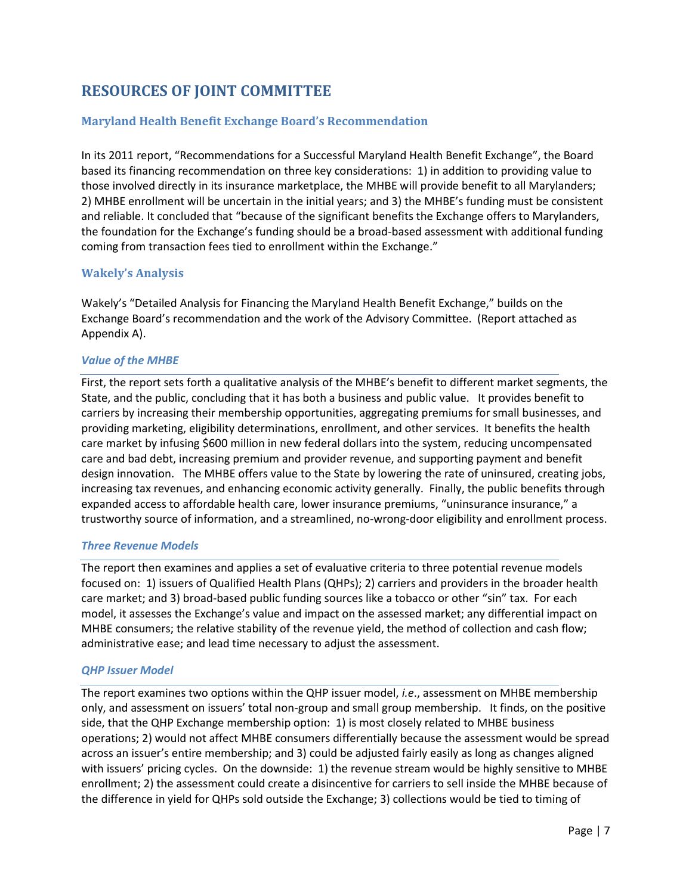# RESOURCES OF JOINT COMMITTEE

## Maryland Health Benefit Exchange Board's Recommendation

In its 2011 report, "Recommendations for a Successful Maryland Health Benefit Exchange", the Board based its financing recommendation on three key considerations: 1) in addition to providing value to those involved directly in its insurance marketplace, the MHBE will provide benefit to all Marylanders; 2) MHBE enrollment will be uncertain in the initial years; and 3) the MHBE's funding must be consistent and reliable. It concluded that "because of the significant benefits the Exchange offers to Marylanders, the foundation for the Exchange's funding should be a broad-based assessment with additional funding coming from transaction fees tied to enrollment within the Exchange."

## Wakely's Analysis

Wakely's "Detailed Analysis for Financing the Maryland Health Benefit Exchange," builds on the Exchange Board's recommendation and the work of the Advisory Committee. (Report attached as Appendix A).

### *Value of the MHBE*

First, the report sets forth a qualitative analysis of the MHBE's benefit to different market segments, the State, and the public, concluding that it has both a business and public value. It provides benefit to carriers by increasing their membership opportunities, aggregating premiums for small businesses, and providing marketing, eligibility determinations, enrollment, and other services. It benefits the health care market by infusing $600 million in new federal dollars into the system, reducing uncompensated care and bad debt, increasing premium and provider revenue, and supporting payment and benefit design innovation. The MHBE offers value to the State by lowering the rate of uninsured, creating jobs, increasing tax revenues, and enhancing economic activity generally. Finally, the public benefits through expanded access to affordable health care, lower insurance premiums, "uninsurance insurance," a trustworthy source of information, and a streamlined, no-wrong-door eligibility and enrollment process.

### *Three Revenue Models*

The report then examines and applies a set of evaluative criteria to three potential revenue models focused on: 1) issuers of Qualified Health Plans (QHPs); 2) carriers and providers in the broader health care market; and 3) broad-based public funding sources like a tobacco or other "sin" tax. For each model, it assesses the Exchange's value and impact on the assessed market; any differential impact on MHBE consumers; the relative stability of the revenue yield, the method of collection and cash flow; administrative ease; and lead time necessary to adjust the assessment.

### *QHP Issuer Model*

The report examines two options within the QHP issuer model, *i.e*., assessment on MHBE membership only, and assessment on issuers' total non-group and small group membership. It finds, on the positive side, that the QHP Exchange membership option: 1) is most closely related to MHBE business operations; 2) would not affect MHBE consumers differentially because the assessment would be spread across an issuer's entire membership; and 3) could be adjusted fairly easily as long as changes aligned with issuers' pricing cycles. On the downside: 1) the revenue stream would be highly sensitive to MHBE enrollment; 2) the assessment could create a disincentive for carriers to sell inside the MHBE because of the difference in yield for QHPs sold outside the Exchange; 3) collections would be tied to timing of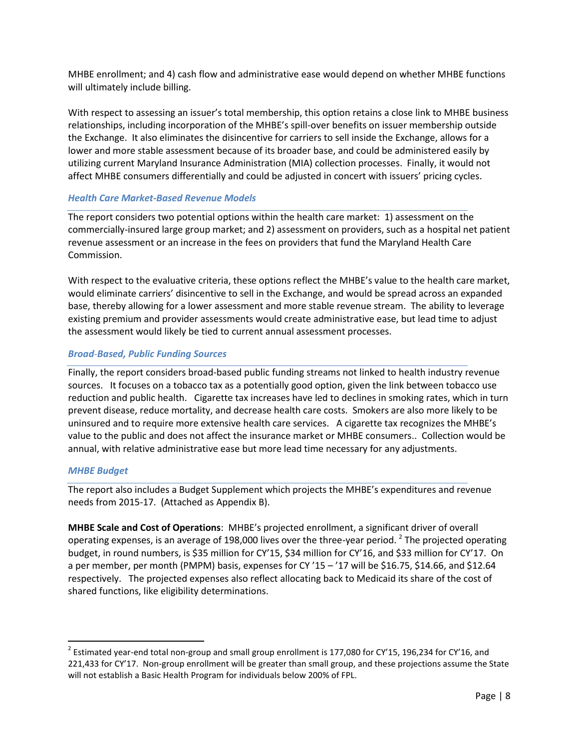MHBE enrollment; and 4) cash flow and administrative ease would depend on whether MHBE functions will ultimately include billing.

With respect to assessing an issuer's total membership, this option retains a close link to MHBE business relationships, including incorporation of the MHBE's spill-over benefits on issuer membership outside the Exchange. It also eliminates the disincentive for carriers to sell inside the Exchange, allows for a lower and more stable assessment because of its broader base, and could be administered easily by utilizing current Maryland Insurance Administration (MIA) collection processes. Finally, it would not affect MHBE consumers differentially and could be adjusted in concert with issuers' pricing cycles.

### *Health Care Market-Based Revenue Models*

The report considers two potential options within the health care market: 1) assessment on the commercially-insured large group market; and 2) assessment on providers, such as a hospital net patient revenue assessment or an increase in the fees on providers that fund the Maryland Health Care Commission.

With respect to the evaluative criteria, these options reflect the MHBE's value to the health care market, would eliminate carriers' disincentive to sell in the Exchange, and would be spread across an expanded base, thereby allowing for a lower assessment and more stable revenue stream. The ability to leverage existing premium and provider assessments would create administrative ease, but lead time to adjust the assessment would likely be tied to current annual assessment processes.

### *Broad-Based, Public Funding Sources*

Finally, the report considers broad-based public funding streams not linked to health industry revenue sources. It focuses on a tobacco tax as a potentially good option, given the link between tobacco use reduction and public health. Cigarette tax increases have led to declines in smoking rates, which in turn prevent disease, reduce mortality, and decrease health care costs. Smokers are also more likely to be uninsured and to require more extensive health care services. A cigarette tax recognizes the MHBE's value to the public and does not affect the insurance market or MHBE consumers.. Collection would be annual, with relative administrative ease but more lead time necessary for any adjustments.

### *MHBE Budget*

The report also includes a Budget Supplement which projects the MHBE's expenditures and revenue needs from 2015-17. (Attached as Appendix B).

**MHBE Scale and Cost of Operations**: MHBE's projected enrollment, a significant driver of overall operating expenses, is an average of 198,000 lives over the three-year period. [2] The projected operating budget, in round numbers, is $35 million for CY'15, $34 million for CY'16, and $33 million for CY'17. On a per member, per month (PMPM) basis, expenses for CY '15 – '17 will be $16.75, $14.66, and $12.64 respectively. The projected expenses also reflect allocating back to Medicaid its share of the cost of shared functions, like eligibility determinations.

---

[2] Estimated year-end total non-group and small group enrollment is 177,080 for CY'15, 196,234 for CY'16, and 221,433 for CY'17. Non-group enrollment will be greater than small group, and these projections assume the State will not establish a Basic Health Program for individuals below 200% of FPL.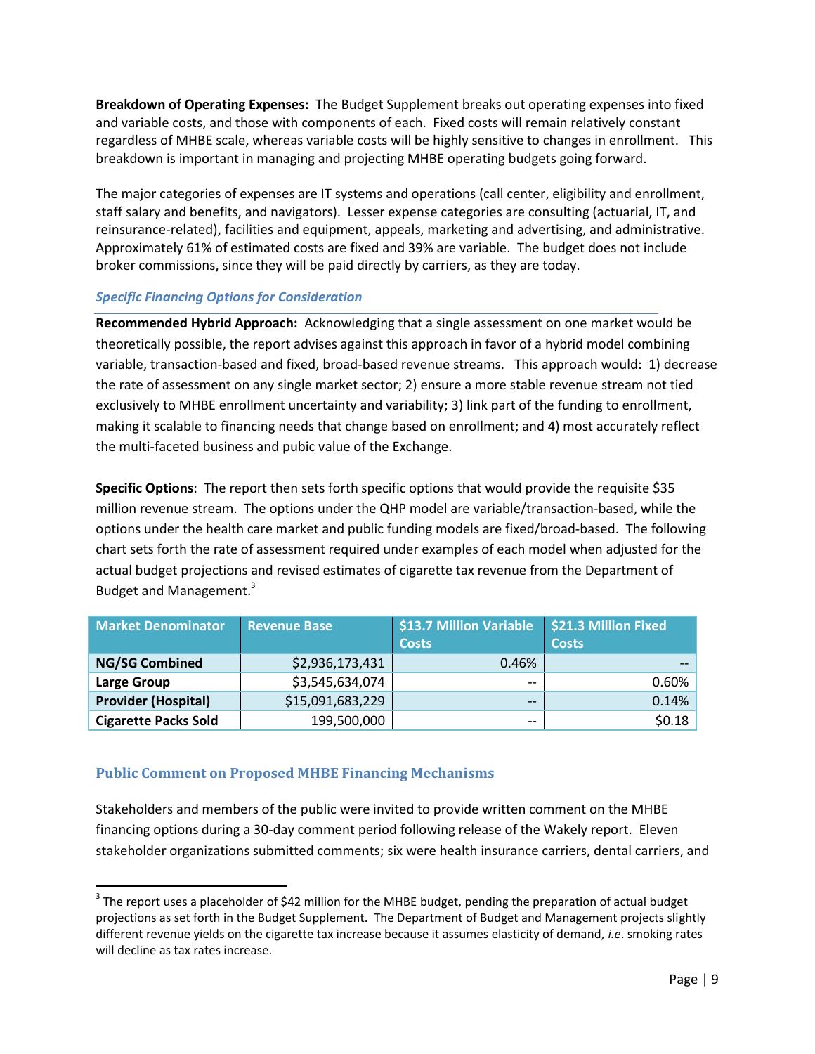**Breakdown of Operating Expenses:** The Budget Supplement breaks out operating expenses into fixed and variable costs, and those with components of each. Fixed costs will remain relatively constant regardless of MHBE scale, whereas variable costs will be highly sensitive to changes in enrollment. This breakdown is important in managing and projecting MHBE operating budgets going forward.

The major categories of expenses are IT systems and operations (call center, eligibility and enrollment, staff salary and benefits, and navigators). Lesser expense categories are consulting (actuarial, IT, and reinsurance-related), facilities and equipment, appeals, marketing and advertising, and administrative. Approximately 61% of estimated costs are fixed and 39% are variable. The budget does not include broker commissions, since they will be paid directly by carriers, as they are today.

### *Specific Financing Options for Consideration*

**Recommended Hybrid Approach:** Acknowledging that a single assessment on one market would be theoretically possible, the report advises against this approach in favor of a hybrid model combining variable, transaction-based and fixed, broad-based revenue streams. This approach would: 1) decrease the rate of assessment on any single market sector; 2) ensure a more stable revenue stream not tied exclusively to MHBE enrollment uncertainty and variability; 3) link part of the funding to enrollment, making it scalable to financing needs that change based on enrollment; and 4) most accurately reflect the multi-faceted business and pubic value of the Exchange.

**Specific Options**: The report then sets forth specific options that would provide the requisite $35 million revenue stream. The options under the QHP model are variable/transaction-based, while the options under the health care market and public funding models are fixed/broad-based. The following chart sets forth the rate of assessment required under examples of each model when adjusted for the actual budget projections and revised estimates of cigarette tax revenue from the Department of Budget and Management.[3]

| Market Denominator | Revenue Base | $13.7 Million Variable Costs | $21.3 Million Fixed Costs |
|---|---|---|---|
| **NG/SG Combined** | $2,936,173,431 | 0.46% | -- |
| **Large Group** | $3,545,634,074 | -- | 0.60% |
| **Provider (Hospital)** | $15,091,683,229 | -- | 0.14% |
| **Cigarette Packs Sold** | 199,500,000 | -- | $0.18 |

## Public Comment on Proposed MHBE Financing Mechanisms

Stakeholders and members of the public were invited to provide written comment on the MHBE financing options during a 30-day comment period following release of the Wakely report. Eleven stakeholder organizations submitted comments; six were health insurance carriers, dental carriers, and

[3] The report uses a placeholder of $42 million for the MHBE budget, pending the preparation of actual budget projections as set forth in the Budget Supplement. The Department of Budget and Management projects slightly different revenue yields on the cigarette tax increase because it assumes elasticity of demand, *i.e*. smoking rates will decline as tax rates increase.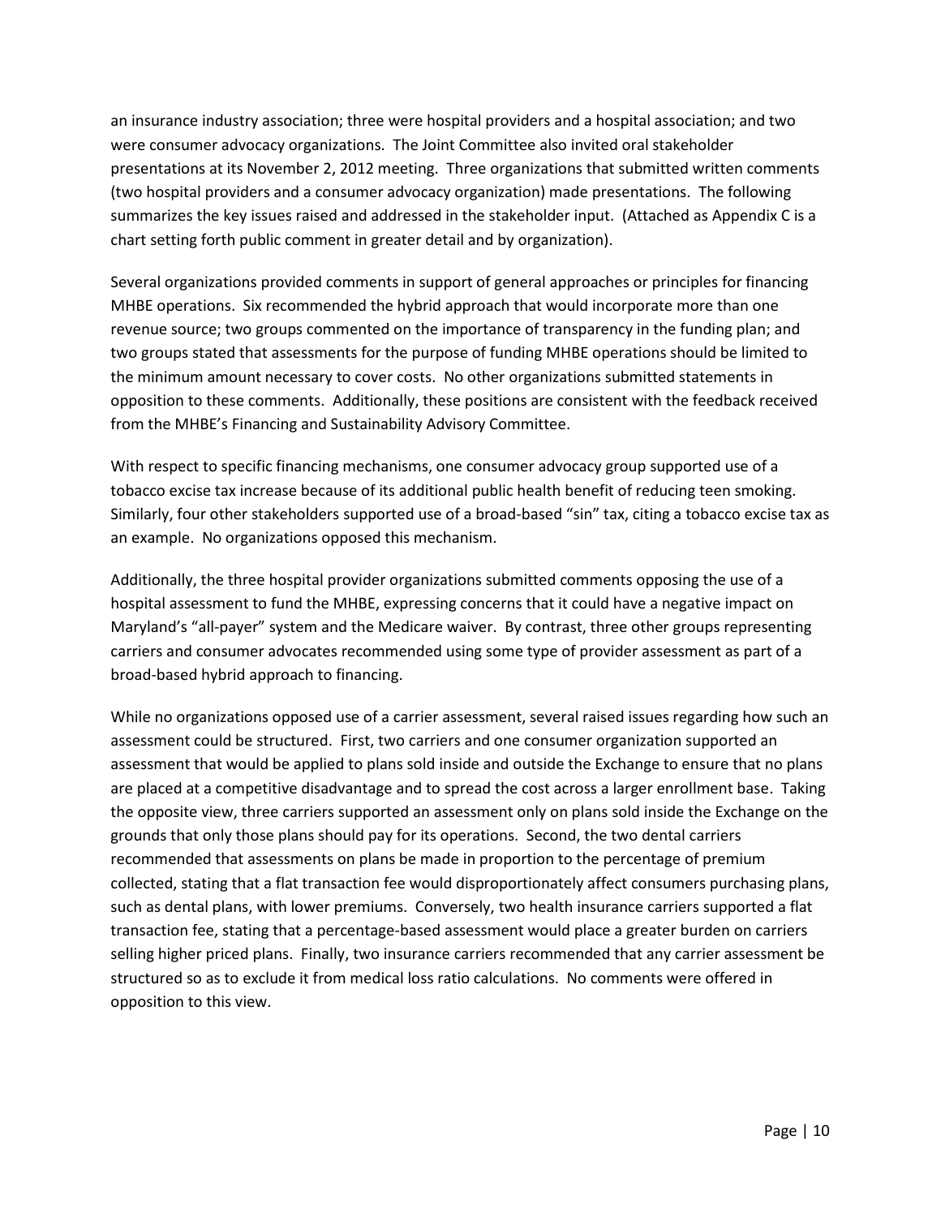an insurance industry association; three were hospital providers and a hospital association; and two were consumer advocacy organizations. The Joint Committee also invited oral stakeholder presentations at its November 2, 2012 meeting. Three organizations that submitted written comments (two hospital providers and a consumer advocacy organization) made presentations. The following summarizes the key issues raised and addressed in the stakeholder input. (Attached as Appendix C is a chart setting forth public comment in greater detail and by organization).

Several organizations provided comments in support of general approaches or principles for financing MHBE operations. Six recommended the hybrid approach that would incorporate more than one revenue source; two groups commented on the importance of transparency in the funding plan; and two groups stated that assessments for the purpose of funding MHBE operations should be limited to the minimum amount necessary to cover costs. No other organizations submitted statements in opposition to these comments. Additionally, these positions are consistent with the feedback received from the MHBE's Financing and Sustainability Advisory Committee.

With respect to specific financing mechanisms, one consumer advocacy group supported use of a tobacco excise tax increase because of its additional public health benefit of reducing teen smoking. Similarly, four other stakeholders supported use of a broad-based "sin" tax, citing a tobacco excise tax as an example. No organizations opposed this mechanism.

Additionally, the three hospital provider organizations submitted comments opposing the use of a hospital assessment to fund the MHBE, expressing concerns that it could have a negative impact on Maryland's "all-payer" system and the Medicare waiver. By contrast, three other groups representing carriers and consumer advocates recommended using some type of provider assessment as part of a broad-based hybrid approach to financing.

While no organizations opposed use of a carrier assessment, several raised issues regarding how such an assessment could be structured. First, two carriers and one consumer organization supported an assessment that would be applied to plans sold inside and outside the Exchange to ensure that no plans are placed at a competitive disadvantage and to spread the cost across a larger enrollment base. Taking the opposite view, three carriers supported an assessment only on plans sold inside the Exchange on the grounds that only those plans should pay for its operations. Second, the two dental carriers recommended that assessments on plans be made in proportion to the percentage of premium collected, stating that a flat transaction fee would disproportionately affect consumers purchasing plans, such as dental plans, with lower premiums. Conversely, two health insurance carriers supported a flat transaction fee, stating that a percentage-based assessment would place a greater burden on carriers selling higher priced plans. Finally, two insurance carriers recommended that any carrier assessment be structured so as to exclude it from medical loss ratio calculations. No comments were offered in opposition to this view.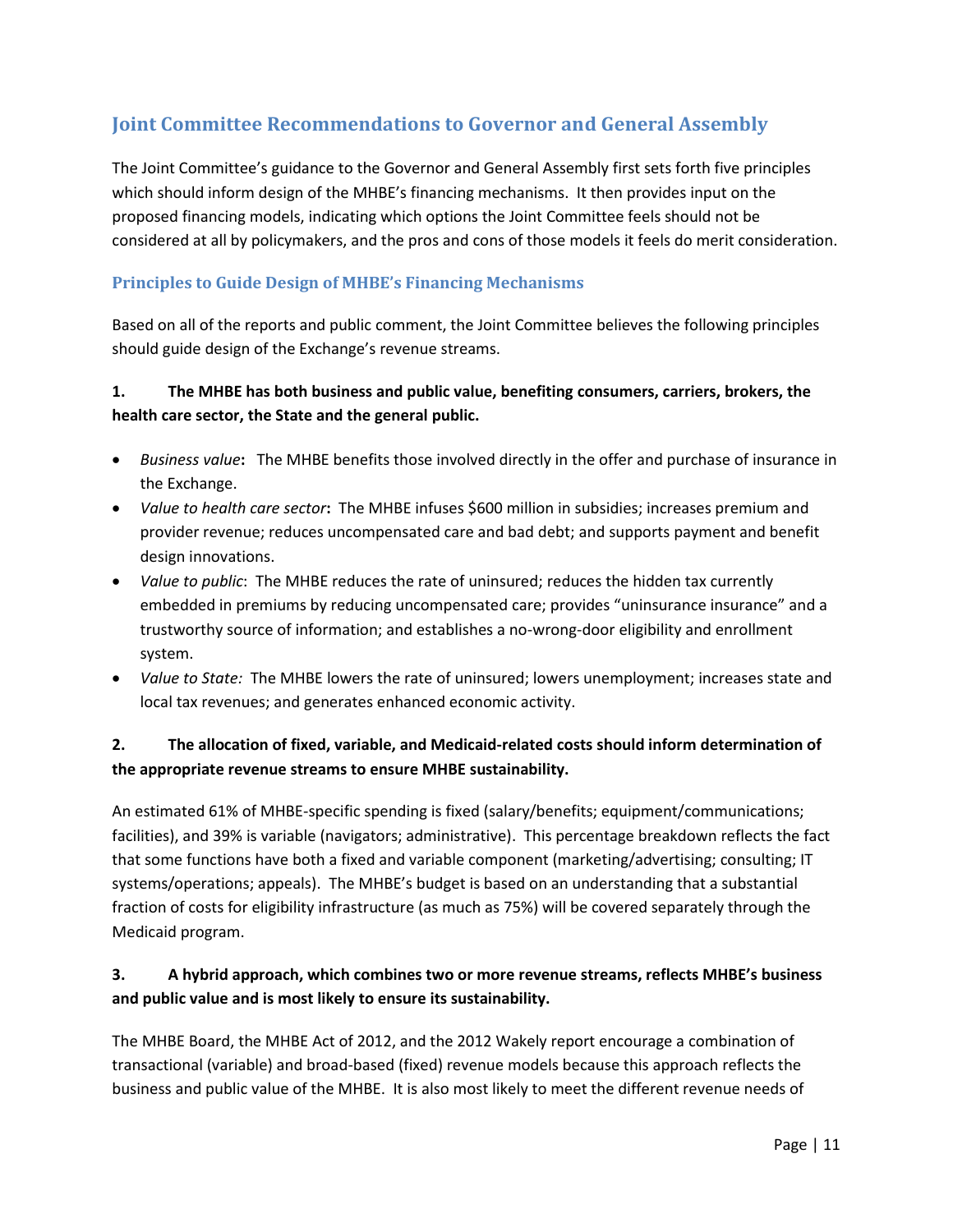## Joint Committee Recommendations to Governor and General Assembly

The Joint Committee's guidance to the Governor and General Assembly first sets forth five principles which should inform design of the MHBE's financing mechanisms. It then provides input on the proposed financing models, indicating which options the Joint Committee feels should not be considered at all by policymakers, and the pros and cons of those models it feels do merit consideration.

### Principles to Guide Design of MHBE's Financing Mechanisms

Based on all of the reports and public comment, the Joint Committee believes the following principles should guide design of the Exchange's revenue streams.

**1. The MHBE has both business and public value, benefiting consumers, carriers, brokers, the health care sector, the State and the general public.**

- *Business value***:** The MHBE benefits those involved directly in the offer and purchase of insurance in the Exchange.
- *Value to health care sector***:** The MHBE infuses $600 million in subsidies; increases premium and provider revenue; reduces uncompensated care and bad debt; and supports payment and benefit design innovations.
- *Value to public*: The MHBE reduces the rate of uninsured; reduces the hidden tax currently embedded in premiums by reducing uncompensated care; provides "uninsurance insurance" and a trustworthy source of information; and establishes a no-wrong-door eligibility and enrollment system.
- *Value to State:* The MHBE lowers the rate of uninsured; lowers unemployment; increases state and local tax revenues; and generates enhanced economic activity.

**2. The allocation of fixed, variable, and Medicaid-related costs should inform determination of the appropriate revenue streams to ensure MHBE sustainability.**

An estimated 61% of MHBE-specific spending is fixed (salary/benefits; equipment/communications; facilities), and 39% is variable (navigators; administrative). This percentage breakdown reflects the fact that some functions have both a fixed and variable component (marketing/advertising; consulting; IT systems/operations; appeals). The MHBE's budget is based on an understanding that a substantial fraction of costs for eligibility infrastructure (as much as 75%) will be covered separately through the Medicaid program.

**3. A hybrid approach, which combines two or more revenue streams, reflects MHBE's business and public value and is most likely to ensure its sustainability.**

The MHBE Board, the MHBE Act of 2012, and the 2012 Wakely report encourage a combination of transactional (variable) and broad-based (fixed) revenue models because this approach reflects the business and public value of the MHBE. It is also most likely to meet the different revenue needs of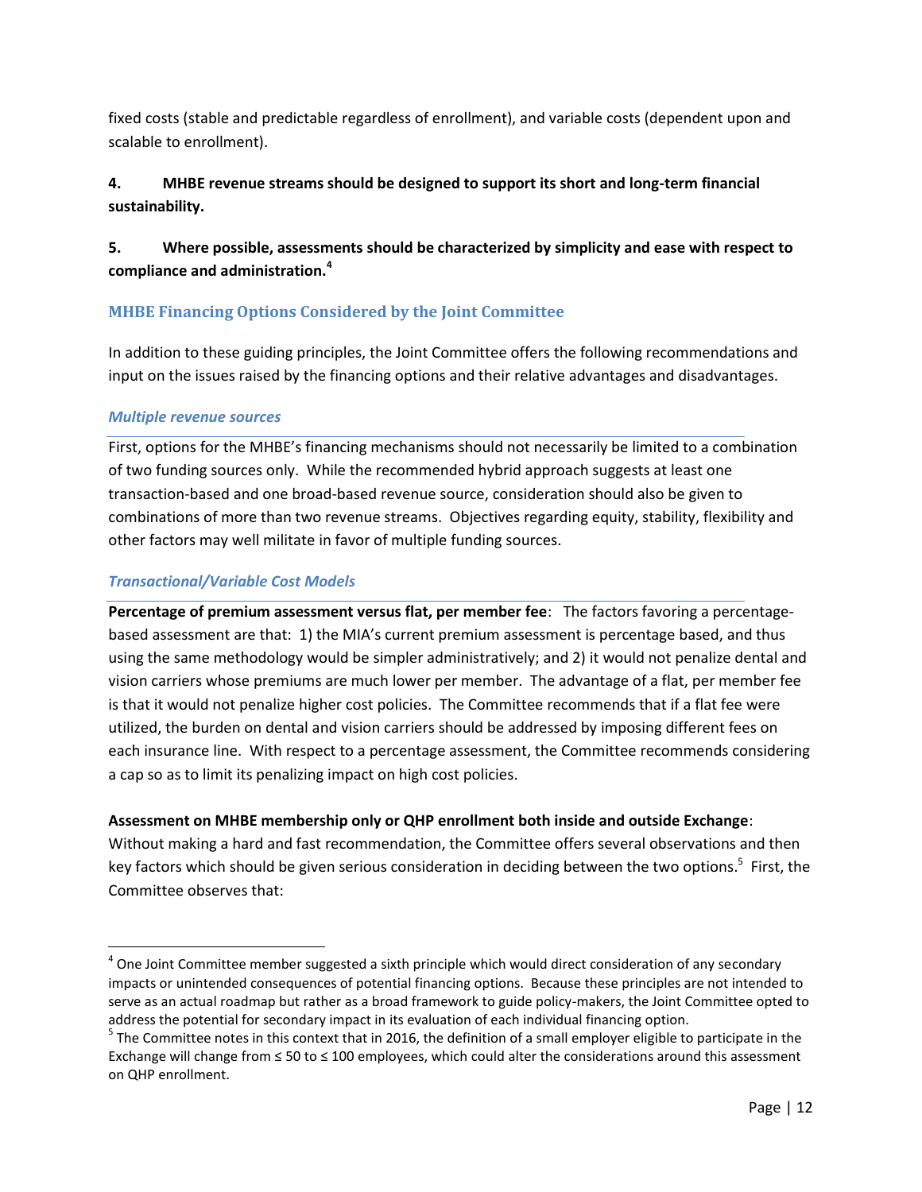fixed costs (stable and predictable regardless of enrollment), and variable costs (dependent upon and scalable to enrollment).

**4. MHBE revenue streams should be designed to support its short and long-term financial sustainability.**

**5. Where possible, assessments should be characterized by simplicity and ease with respect to compliance and administration.[4]**

## MHBE Financing Options Considered by the Joint Committee

In addition to these guiding principles, the Joint Committee offers the following recommendations and input on the issues raised by the financing options and their relative advantages and disadvantages.

### *Multiple revenue sources*

First, options for the MHBE's financing mechanisms should not necessarily be limited to a combination of two funding sources only. While the recommended hybrid approach suggests at least one transaction-based and one broad-based revenue source, consideration should also be given to combinations of more than two revenue streams. Objectives regarding equity, stability, flexibility and other factors may well militate in favor of multiple funding sources.

### *Transactional/Variable Cost Models*

**Percentage of premium assessment versus flat, per member fee**: The factors favoring a percentage-based assessment are that: 1) the MIA's current premium assessment is percentage based, and thus using the same methodology would be simpler administratively; and 2) it would not penalize dental and vision carriers whose premiums are much lower per member. The advantage of a flat, per member fee is that it would not penalize higher cost policies. The Committee recommends that if a flat fee were utilized, the burden on dental and vision carriers should be addressed by imposing different fees on each insurance line. With respect to a percentage assessment, the Committee recommends considering a cap so as to limit its penalizing impact on high cost policies.

**Assessment on MHBE membership only or QHP enrollment both inside and outside Exchange**: Without making a hard and fast recommendation, the Committee offers several observations and then key factors which should be given serious consideration in deciding between the two options.[5] First, the Committee observes that:

---

[4] One Joint Committee member suggested a sixth principle which would direct consideration of any secondary impacts or unintended consequences of potential financing options. Because these principles are not intended to serve as an actual roadmap but rather as a broad framework to guide policy-makers, the Joint Committee opted to address the potential for secondary impact in its evaluation of each individual financing option.

[5] The Committee notes in this context that in 2016, the definition of a small employer eligible to participate in the Exchange will change from ≤ 50 to ≤ 100 employees, which could alter the considerations around this assessment on QHP enrollment.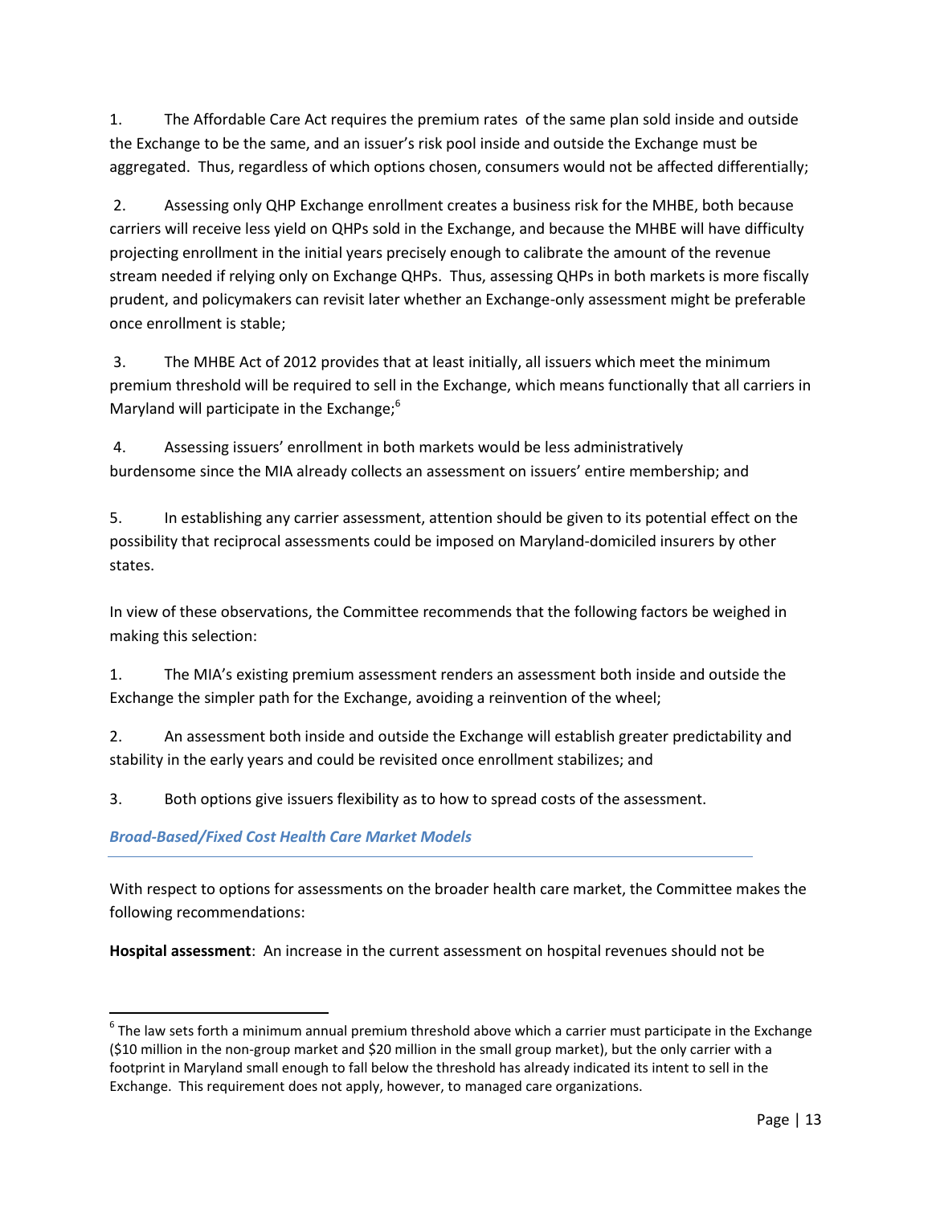1. The Affordable Care Act requires the premium rates of the same plan sold inside and outside the Exchange to be the same, and an issuer's risk pool inside and outside the Exchange must be aggregated. Thus, regardless of which options chosen, consumers would not be affected differentially;

2. Assessing only QHP Exchange enrollment creates a business risk for the MHBE, both because carriers will receive less yield on QHPs sold in the Exchange, and because the MHBE will have difficulty projecting enrollment in the initial years precisely enough to calibrate the amount of the revenue stream needed if relying only on Exchange QHPs. Thus, assessing QHPs in both markets is more fiscally prudent, and policymakers can revisit later whether an Exchange-only assessment might be preferable once enrollment is stable;

3. The MHBE Act of 2012 provides that at least initially, all issuers which meet the minimum premium threshold will be required to sell in the Exchange, which means functionally that all carriers in Maryland will participate in the Exchange;[6]

4. Assessing issuers' enrollment in both markets would be less administratively burdensome since the MIA already collects an assessment on issuers' entire membership; and

5. In establishing any carrier assessment, attention should be given to its potential effect on the possibility that reciprocal assessments could be imposed on Maryland-domiciled insurers by other states.

In view of these observations, the Committee recommends that the following factors be weighed in making this selection:

1. The MIA's existing premium assessment renders an assessment both inside and outside the Exchange the simpler path for the Exchange, avoiding a reinvention of the wheel;

2. An assessment both inside and outside the Exchange will establish greater predictability and stability in the early years and could be revisited once enrollment stabilizes; and

3. Both options give issuers flexibility as to how to spread costs of the assessment.

### *Broad-Based/Fixed Cost Health Care Market Models*

With respect to options for assessments on the broader health care market, the Committee makes the following recommendations:

**Hospital assessment**: An increase in the current assessment on hospital revenues should not be

---

[6] The law sets forth a minimum annual premium threshold above which a carrier must participate in the Exchange ($10 million in the non-group market and $20 million in the small group market), but the only carrier with a footprint in Maryland small enough to fall below the threshold has already indicated its intent to sell in the Exchange. This requirement does not apply, however, to managed care organizations.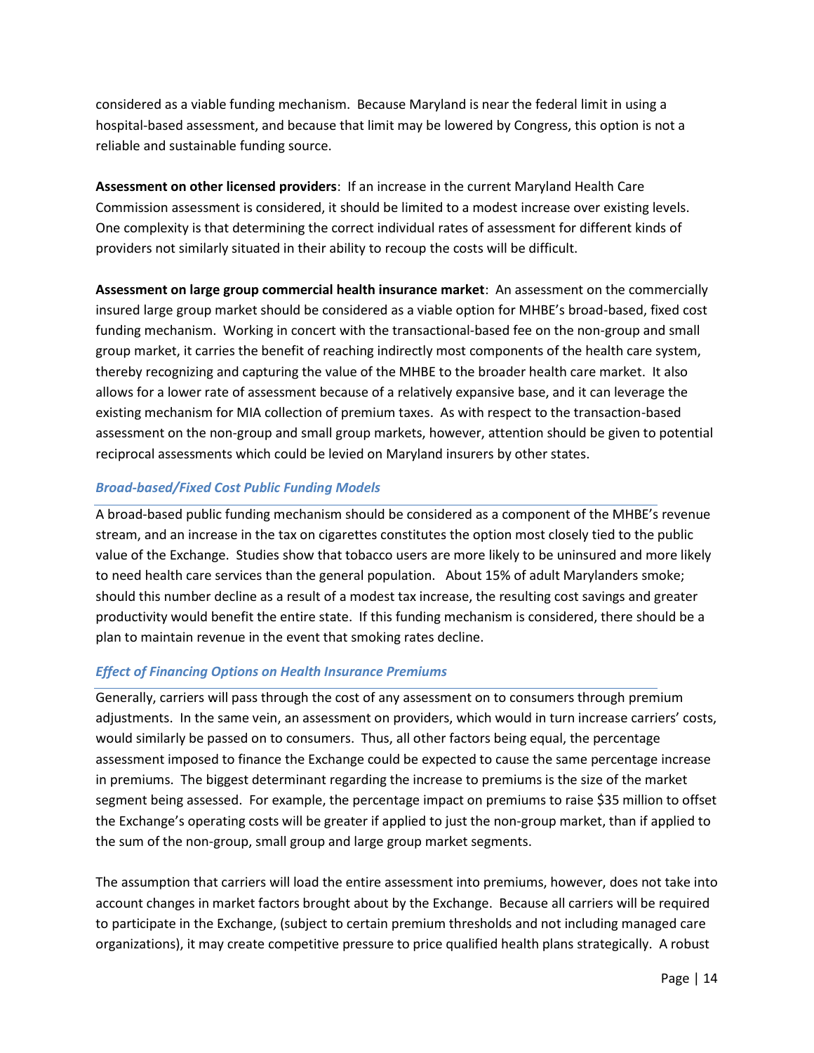considered as a viable funding mechanism. Because Maryland is near the federal limit in using a hospital-based assessment, and because that limit may be lowered by Congress, this option is not a reliable and sustainable funding source.

**Assessment on other licensed providers**: If an increase in the current Maryland Health Care Commission assessment is considered, it should be limited to a modest increase over existing levels. One complexity is that determining the correct individual rates of assessment for different kinds of providers not similarly situated in their ability to recoup the costs will be difficult.

**Assessment on large group commercial health insurance market**: An assessment on the commercially insured large group market should be considered as a viable option for MHBE's broad-based, fixed cost funding mechanism. Working in concert with the transactional-based fee on the non-group and small group market, it carries the benefit of reaching indirectly most components of the health care system, thereby recognizing and capturing the value of the MHBE to the broader health care market. It also allows for a lower rate of assessment because of a relatively expansive base, and it can leverage the existing mechanism for MIA collection of premium taxes. As with respect to the transaction-based assessment on the non-group and small group markets, however, attention should be given to potential reciprocal assessments which could be levied on Maryland insurers by other states.

### *Broad-based/Fixed Cost Public Funding Models*

A broad-based public funding mechanism should be considered as a component of the MHBE's revenue stream, and an increase in the tax on cigarettes constitutes the option most closely tied to the public value of the Exchange. Studies show that tobacco users are more likely to be uninsured and more likely to need health care services than the general population. About 15% of adult Marylanders smoke; should this number decline as a result of a modest tax increase, the resulting cost savings and greater productivity would benefit the entire state. If this funding mechanism is considered, there should be a plan to maintain revenue in the event that smoking rates decline.

### *Effect of Financing Options on Health Insurance Premiums*

Generally, carriers will pass through the cost of any assessment on to consumers through premium adjustments. In the same vein, an assessment on providers, which would in turn increase carriers' costs, would similarly be passed on to consumers. Thus, all other factors being equal, the percentage assessment imposed to finance the Exchange could be expected to cause the same percentage increase in premiums. The biggest determinant regarding the increase to premiums is the size of the market segment being assessed. For example, the percentage impact on premiums to raise $35 million to offset the Exchange's operating costs will be greater if applied to just the non-group market, than if applied to the sum of the non-group, small group and large group market segments.

The assumption that carriers will load the entire assessment into premiums, however, does not take into account changes in market factors brought about by the Exchange. Because all carriers will be required to participate in the Exchange, (subject to certain premium thresholds and not including managed care organizations), it may create competitive pressure to price qualified health plans strategically. A robust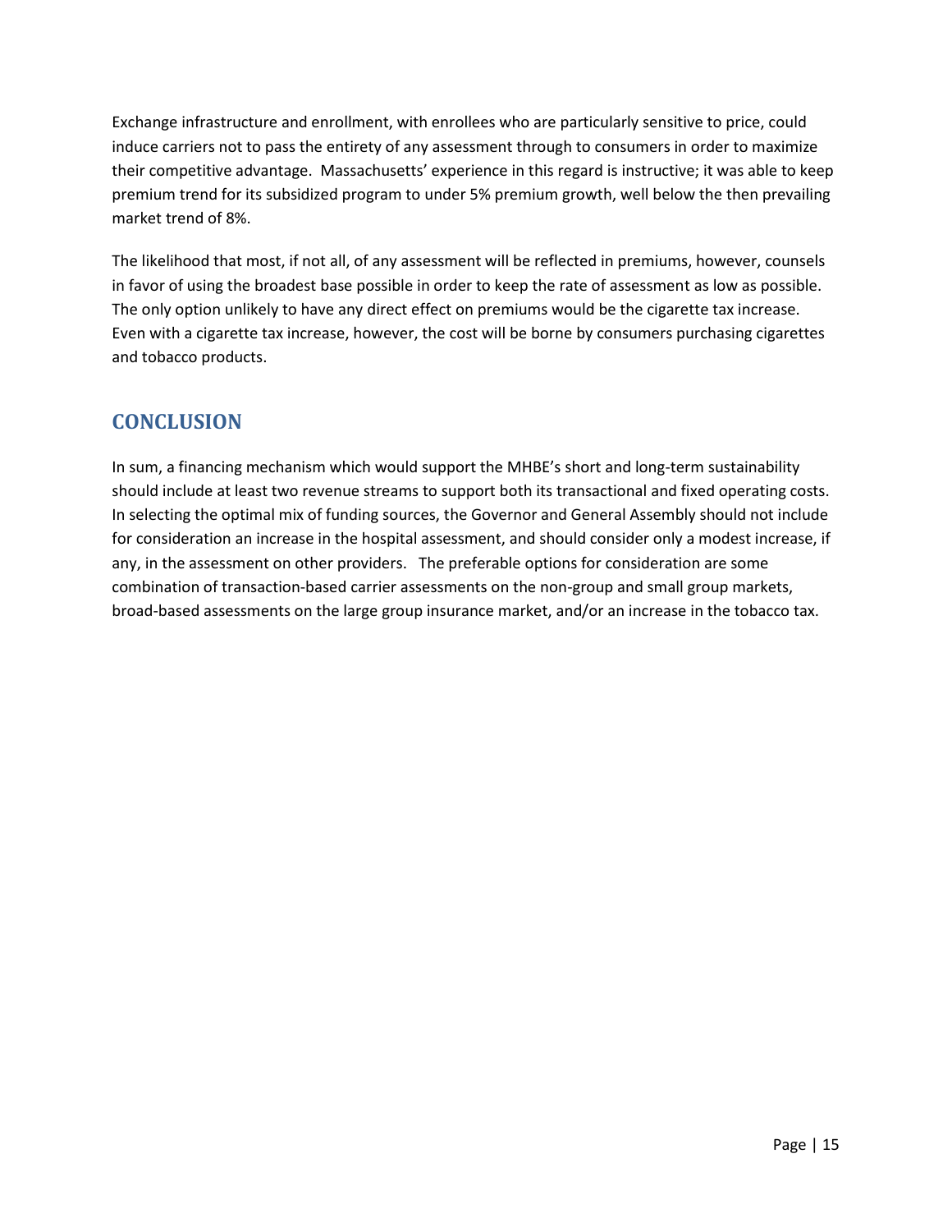Exchange infrastructure and enrollment, with enrollees who are particularly sensitive to price, could induce carriers not to pass the entirety of any assessment through to consumers in order to maximize their competitive advantage. Massachusetts' experience in this regard is instructive; it was able to keep premium trend for its subsidized program to under 5% premium growth, well below the then prevailing market trend of 8%.

The likelihood that most, if not all, of any assessment will be reflected in premiums, however, counsels in favor of using the broadest base possible in order to keep the rate of assessment as low as possible. The only option unlikely to have any direct effect on premiums would be the cigarette tax increase. Even with a cigarette tax increase, however, the cost will be borne by consumers purchasing cigarettes and tobacco products.

## CONCLUSION

In sum, a financing mechanism which would support the MHBE's short and long-term sustainability should include at least two revenue streams to support both its transactional and fixed operating costs. In selecting the optimal mix of funding sources, the Governor and General Assembly should not include for consideration an increase in the hospital assessment, and should consider only a modest increase, if any, in the assessment on other providers. The preferable options for consideration are some combination of transaction-based carrier assessments on the non-group and small group markets, broad-based assessments on the large group insurance market, and/or an increase in the tobacco tax.